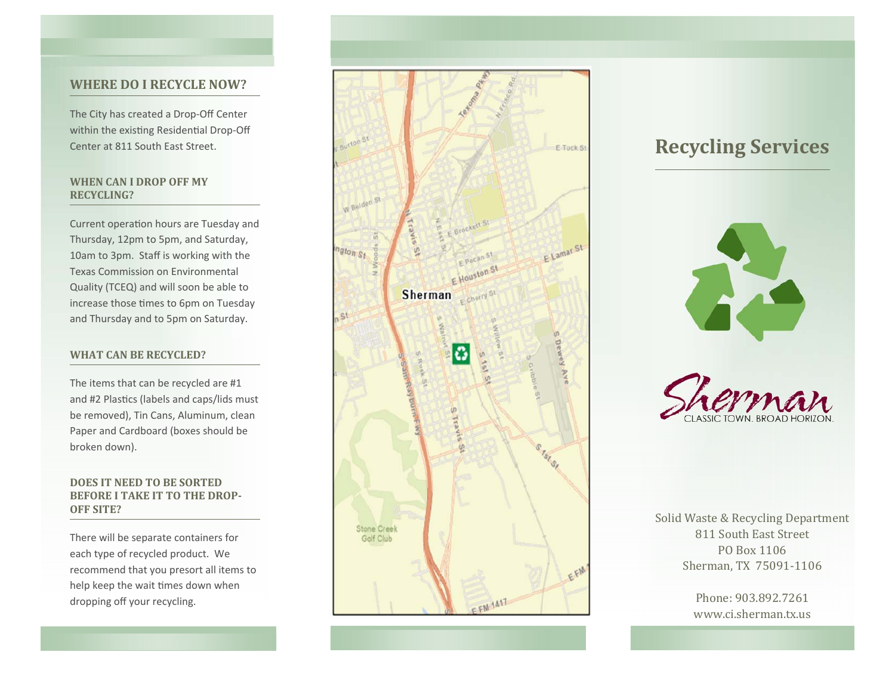## WHERE DO I RECYCLE NOW?

The City has created a Drop-Off Center within the existing Residential Drop-Off Center at 811 South East Street.

### WHEN CAN I DROP OFF MY RECYCLING?

Current operation hours are Tuesday and Thursday, 12pm to 5pm, and Saturday, 10am to 3pm. Staff is working with the Texas Commission on Environmental Quality (TCEQ) and will soon be able to increase those times to 6pm on Tuesday and Thursday and to 5pm on Saturday.

### WHAT CAN BE RECYCLED?

The items that can be recycled are #1 and #2 Plastics (labels and caps/lids must be removed), Tin Cans, Aluminum, clean Paper and Cardboard (boxes should be broken down).

### DOES IT NEED TO BE SORTED BEFORE I TAKE IT TO THE DROP-OFF SITE?

There will be separate containers for each type of recycled product. We recommend that you presort all items to help keep the wait times down when dropping off your recycling.

# Recycling Services

Sherman
CLASSIC TOWN. BROAD HORIZON.

Solid Waste & Recycling Department
811 South East Street
PO Box 1106
Sherman, TX 75091-1106

Phone: 903.892.7261
www.ci.sherman.tx.us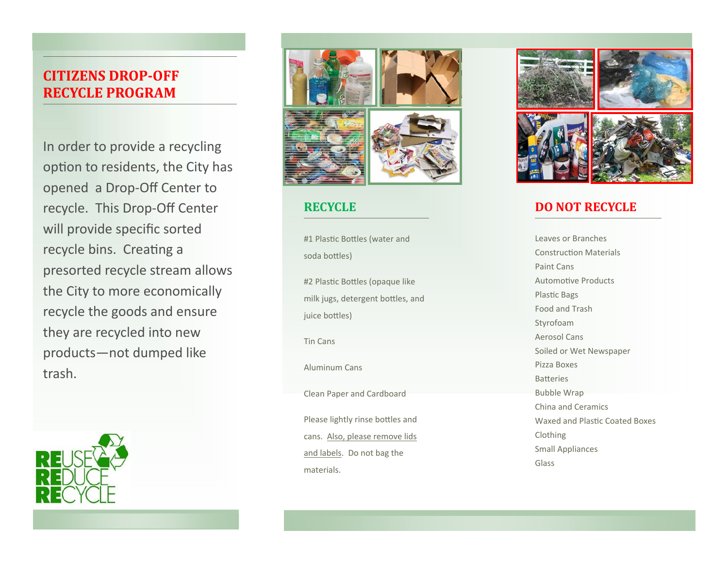## CITIZENS DROP-OFF RECYCLE PROGRAM

In order to provide a recycling option to residents, the City has opened a Drop-Off Center to recycle. This Drop-Off Center will provide specific sorted recycle bins. Creating a presorted recycle stream allows the City to more economically recycle the goods and ensure they are recycled into new products—not dumped like trash.

REUSE
REDUCE
RECYCLE

## RECYCLE

#1 Plastic Bottles (water and soda bottles)

#2 Plastic Bottles (opaque like milk jugs, detergent bottles, and juice bottles)

Tin Cans

Aluminum Cans

Clean Paper and Cardboard

Please lightly rinse bottles and cans. Also, please remove lids and labels. Do not bag the materials.

## DO NOT RECYCLE

- Leaves or Branches
- Construction Materials
- Paint Cans
- Automotive Products
- Plastic Bags
- Food and Trash
- Styrofoam
- Aerosol Cans
- Soiled or Wet Newspaper
- Pizza Boxes
- Batteries
- Bubble Wrap
- China and Ceramics
- Waxed and Plastic Coated Boxes
- Clothing
- Small Appliances
- Glass